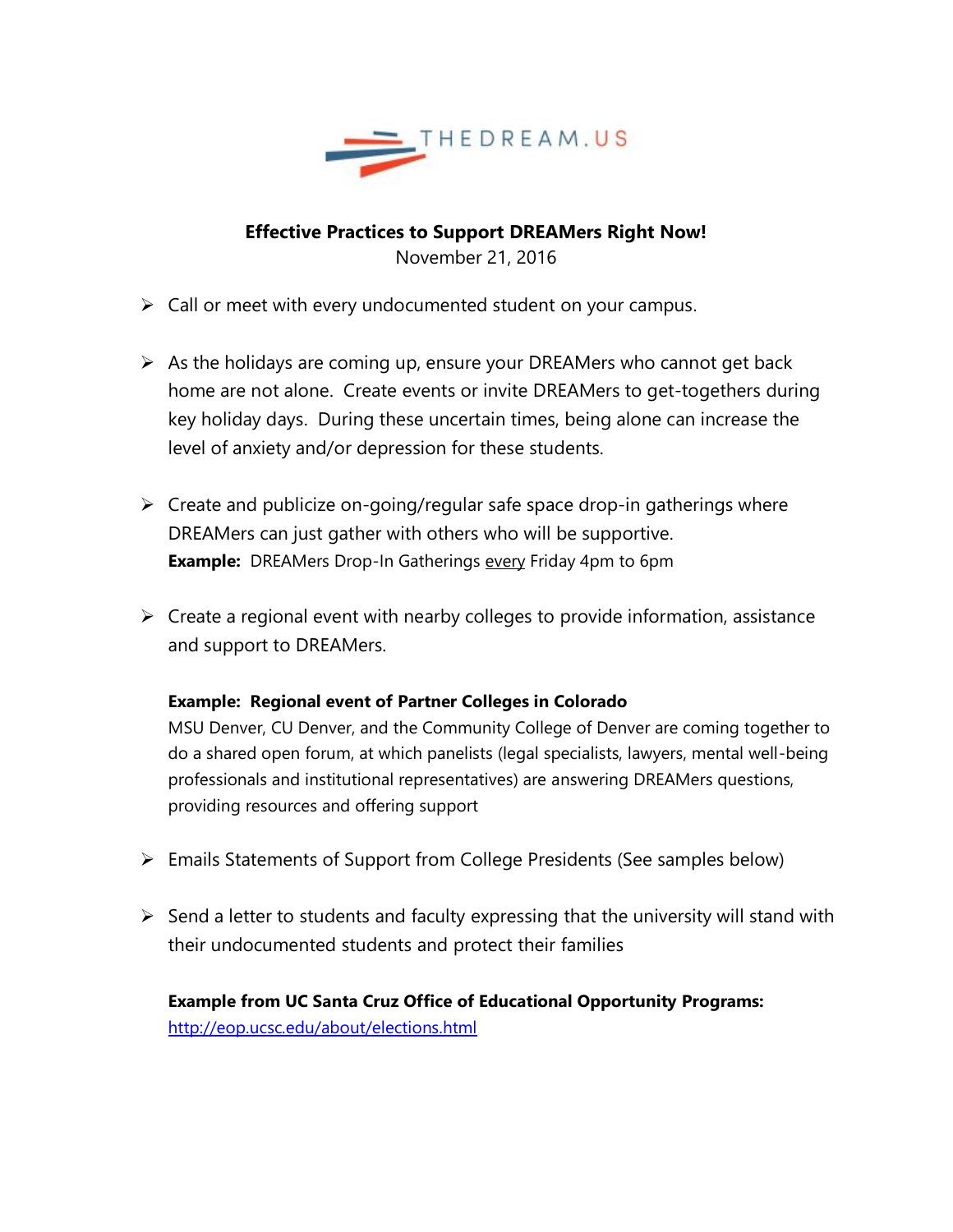THEDREAM.US

**Effective Practices to Support DREAMers Right Now!**

November 21, 2016

- Call or meet with every undocumented student on your campus.

- As the holidays are coming up, ensure your DREAMers who cannot get back home are not alone. Create events or invite DREAMers to get-togethers during key holiday days. During these uncertain times, being alone can increase the level of anxiety and/or depression for these students.

- Create and publicize on-going/regular safe space drop-in gatherings where DREAMers can just gather with others who will be supportive.
  **Example:** DREAMers Drop-In Gatherings <u>every</u> Friday 4pm to 6pm

- Create a regional event with nearby colleges to provide information, assistance and support to DREAMers.

  **Example: Regional event of Partner Colleges in Colorado**
  MSU Denver, CU Denver, and the Community College of Denver are coming together to do a shared open forum, at which panelists (legal specialists, lawyers, mental well-being professionals and institutional representatives) are answering DREAMers questions, providing resources and offering support

- Emails Statements of Support from College Presidents (See samples below)

- Send a letter to students and faculty expressing that the university will stand with their undocumented students and protect their families

  **Example from UC Santa Cruz Office of Educational Opportunity Programs:**
  http://eop.ucsc.edu/about/elections.html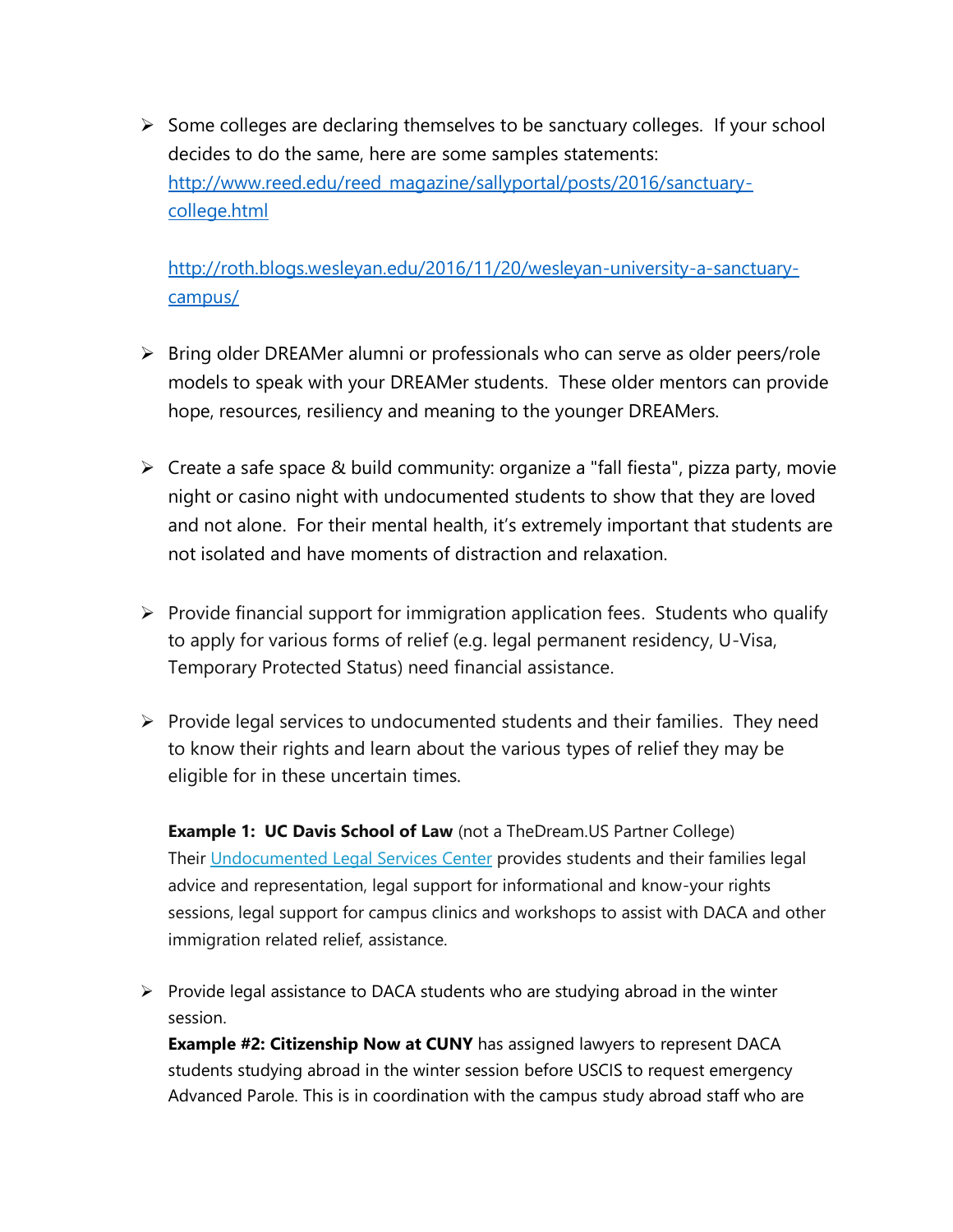- Some colleges are declaring themselves to be sanctuary colleges. If your school decides to do the same, here are some samples statements: [http://www.reed.edu/reed_magazine/sallyportal/posts/2016/sanctuary-college.html](http://www.reed.edu/reed_magazine/sallyportal/posts/2016/sanctuary-college.html)

  [http://roth.blogs.wesleyan.edu/2016/11/20/wesleyan-university-a-sanctuary-campus/](http://roth.blogs.wesleyan.edu/2016/11/20/wesleyan-university-a-sanctuary-campus/)

- Bring older DREAMer alumni or professionals who can serve as older peers/role models to speak with your DREAMer students. These older mentors can provide hope, resources, resiliency and meaning to the younger DREAMers.

- Create a safe space & build community: organize a "fall fiesta", pizza party, movie night or casino night with undocumented students to show that they are loved and not alone. For their mental health, it's extremely important that students are not isolated and have moments of distraction and relaxation.

- Provide financial support for immigration application fees. Students who qualify to apply for various forms of relief (e.g. legal permanent residency, U-Visa, Temporary Protected Status) need financial assistance.

- Provide legal services to undocumented students and their families. They need to know their rights and learn about the various types of relief they may be eligible for in these uncertain times.

  **Example 1: UC Davis School of Law** (not a TheDream.US Partner College) Their Undocumented Legal Services Center provides students and their families legal advice and representation, legal support for informational and know-your rights sessions, legal support for campus clinics and workshops to assist with DACA and other immigration related relief, assistance.

- Provide legal assistance to DACA students who are studying abroad in the winter session.
  **Example #2: Citizenship Now at CUNY** has assigned lawyers to represent DACA students studying abroad in the winter session before USCIS to request emergency Advanced Parole. This is in coordination with the campus study abroad staff who are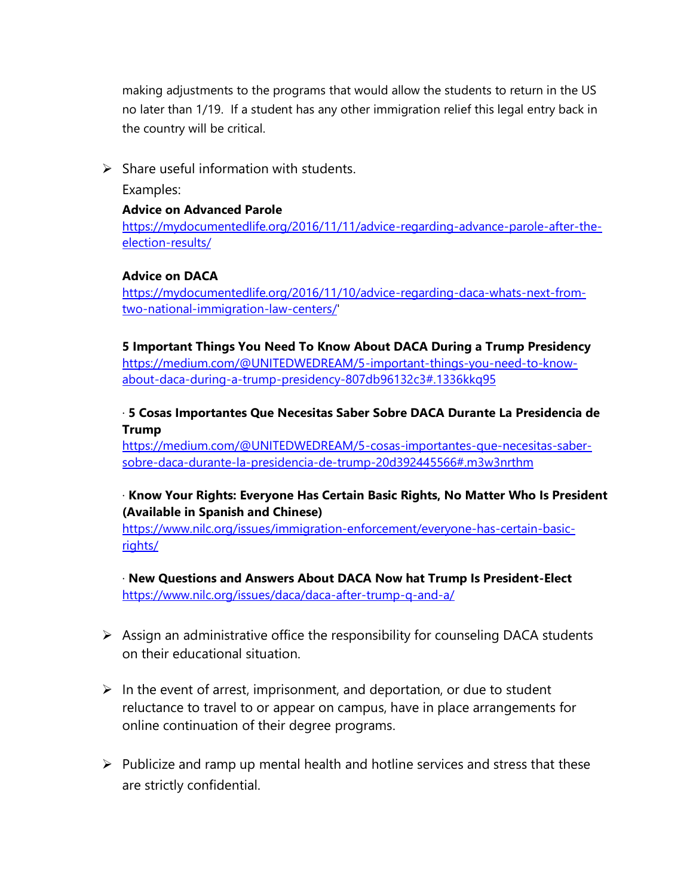making adjustments to the programs that would allow the students to return in the US no later than 1/19. If a student has any other immigration relief this legal entry back in the country will be critical.

- Share useful information with students.

  Examples:

  **Advice on Advanced Parole**
  https://mydocumentedlife.org/2016/11/11/advice-regarding-advance-parole-after-the-election-results/

  **Advice on DACA**
  https://mydocumentedlife.org/2016/11/10/advice-regarding-daca-whats-next-from-two-national-immigration-law-centers/'

  **5 Important Things You Need To Know About DACA During a Trump Presidency**
  https://medium.com/@UNITEDWEDREAM/5-important-things-you-need-to-know-about-daca-during-a-trump-presidency-807db96132c3#.1336kkq95

  · **5 Cosas Importantes Que Necesitas Saber Sobre DACA Durante La Presidencia de Trump**
  https://medium.com/@UNITEDWEDREAM/5-cosas-importantes-que-necesitas-saber-sobre-daca-durante-la-presidencia-de-trump-20d392445566#.m3w3nrthm

  · **Know Your Rights: Everyone Has Certain Basic Rights, No Matter Who Is President (Available in Spanish and Chinese)**
  https://www.nilc.org/issues/immigration-enforcement/everyone-has-certain-basic-rights/

  · **New Questions and Answers About DACA Now hat Trump Is President-Elect**
  https://www.nilc.org/issues/daca/daca-after-trump-q-and-a/

- Assign an administrative office the responsibility for counseling DACA students on their educational situation.

- In the event of arrest, imprisonment, and deportation, or due to student reluctance to travel to or appear on campus, have in place arrangements for online continuation of their degree programs.

- Publicize and ramp up mental health and hotline services and stress that these are strictly confidential.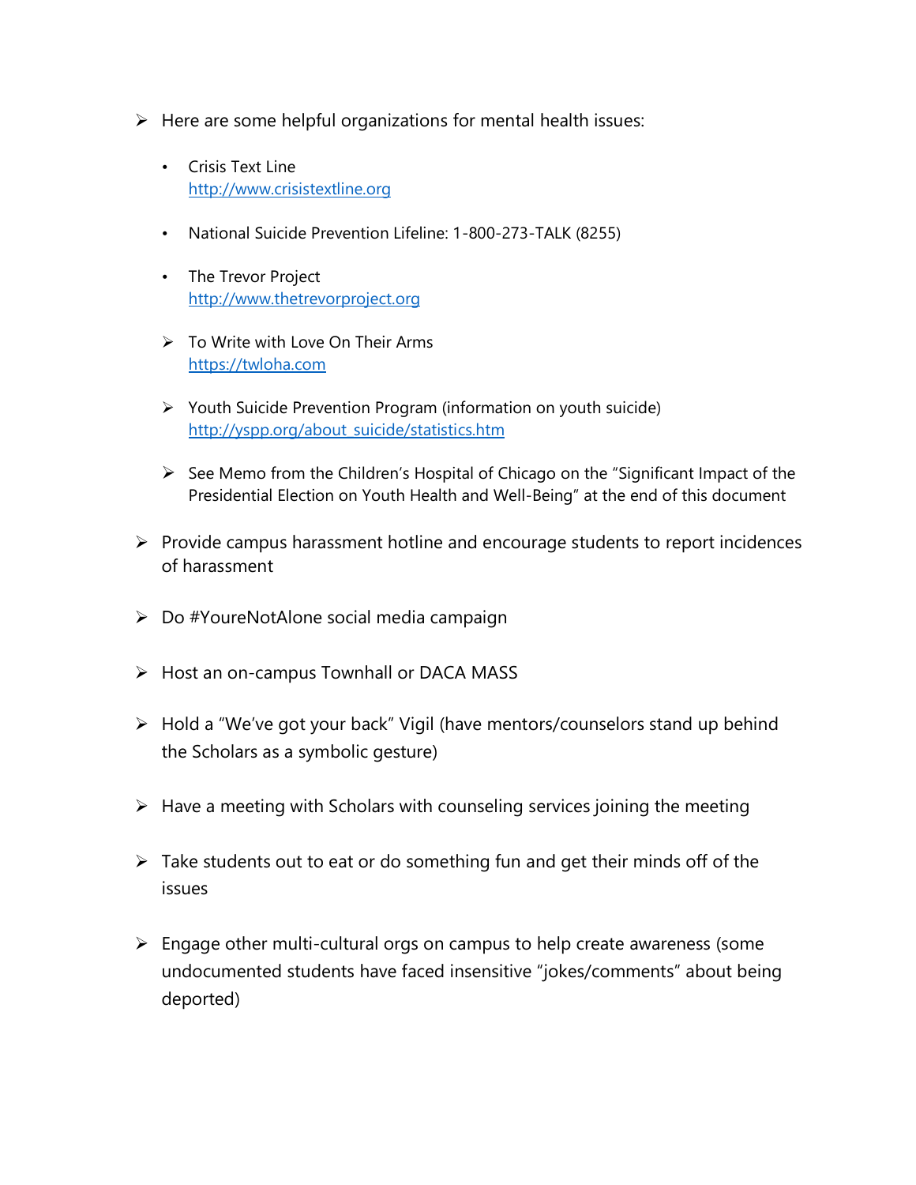- Here are some helpful organizations for mental health issues:

    - Crisis Text Line
      http://www.crisistextline.org

    - National Suicide Prevention Lifeline: 1-800-273-TALK (8255)

    - The Trevor Project
      http://www.thetrevorproject.org

    - To Write with Love On Their Arms
      https://twloha.com

    - Youth Suicide Prevention Program (information on youth suicide)
      http://yspp.org/about_suicide/statistics.htm

    - See Memo from the Children's Hospital of Chicago on the "Significant Impact of the Presidential Election on Youth Health and Well-Being" at the end of this document

- Provide campus harassment hotline and encourage students to report incidences of harassment

- Do #YoureNotAlone social media campaign

- Host an on-campus Townhall or DACA MASS

- Hold a "We've got your back" Vigil (have mentors/counselors stand up behind the Scholars as a symbolic gesture)

- Have a meeting with Scholars with counseling services joining the meeting

- Take students out to eat or do something fun and get their minds off of the issues

- Engage other multi-cultural orgs on campus to help create awareness (some undocumented students have faced insensitive "jokes/comments" about being deported)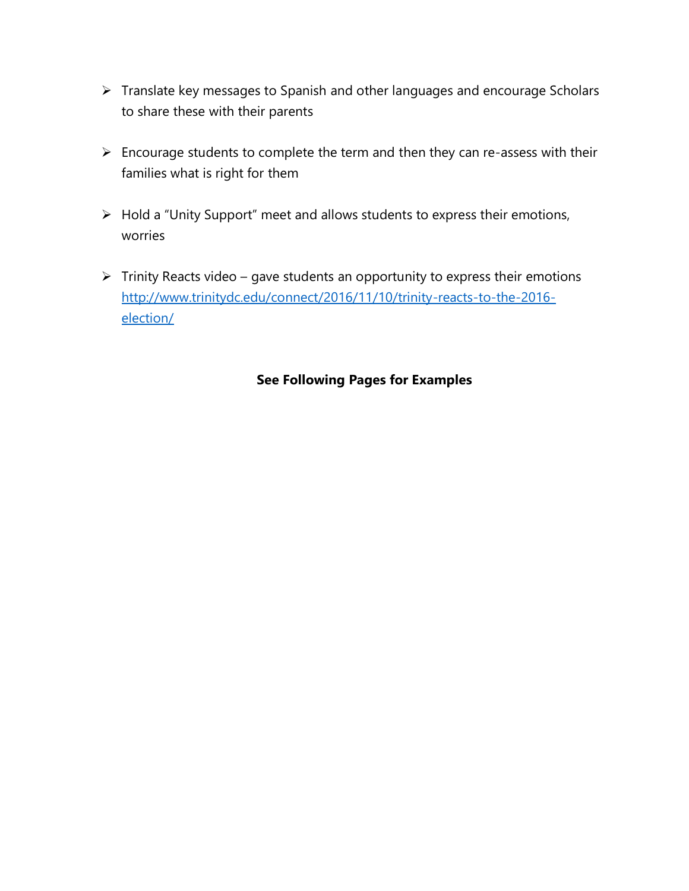- Translate key messages to Spanish and other languages and encourage Scholars to share these with their parents

- Encourage students to complete the term and then they can re-assess with their families what is right for them

- Hold a "Unity Support" meet and allows students to express their emotions, worries

- Trinity Reacts video – gave students an opportunity to express their emotions [http://www.trinitydc.edu/connect/2016/11/10/trinity-reacts-to-the-2016-election/](http://www.trinitydc.edu/connect/2016/11/10/trinity-reacts-to-the-2016-election/)

**See Following Pages for Examples**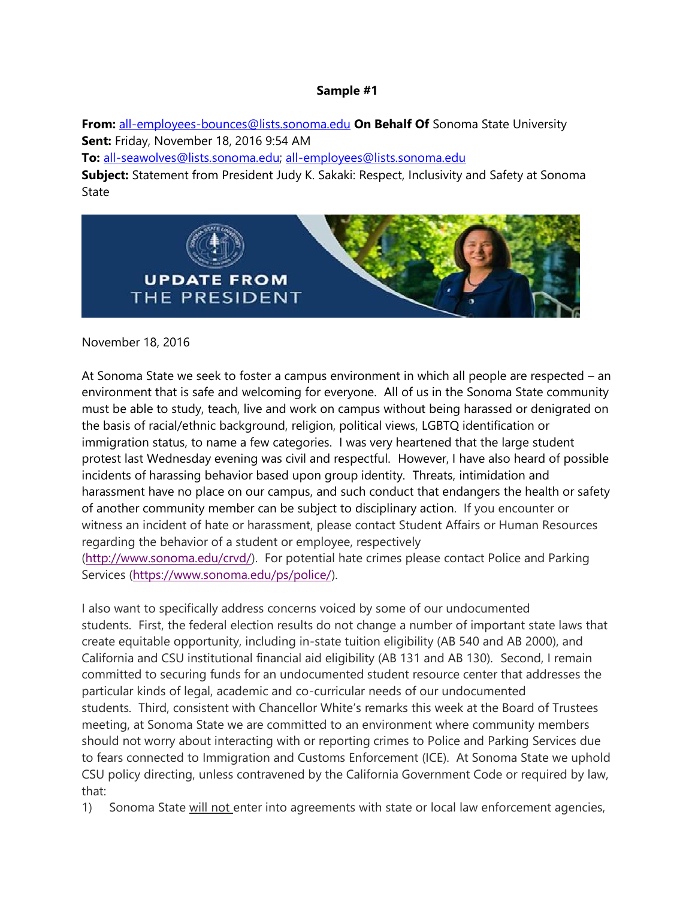**Sample #1**

**From:** all-employees-bounces@lists.sonoma.edu **On Behalf Of** Sonoma State University
**Sent:** Friday, November 18, 2016 9:54 AM
**To:** all-seawolves@lists.sonoma.edu; all-employees@lists.sonoma.edu
**Subject:** Statement from President Judy K. Sakaki: Respect, Inclusivity and Safety at Sonoma State

UPDATE FROM THE PRESIDENT

November 18, 2016

At Sonoma State we seek to foster a campus environment in which all people are respected – an environment that is safe and welcoming for everyone. All of us in the Sonoma State community must be able to study, teach, live and work on campus without being harassed or denigrated on the basis of racial/ethnic background, religion, political views, LGBTQ identification or immigration status, to name a few categories. I was very heartened that the large student protest last Wednesday evening was civil and respectful. However, I have also heard of possible incidents of harassing behavior based upon group identity. Threats, intimidation and harassment have no place on our campus, and such conduct that endangers the health or safety of another community member can be subject to disciplinary action. If you encounter or witness an incident of hate or harassment, please contact Student Affairs or Human Resources regarding the behavior of a student or employee, respectively (http://www.sonoma.edu/crvd/). For potential hate crimes please contact Police and Parking Services (https://www.sonoma.edu/ps/police/).

I also want to specifically address concerns voiced by some of our undocumented students. First, the federal election results do not change a number of important state laws that create equitable opportunity, including in-state tuition eligibility (AB 540 and AB 2000), and California and CSU institutional financial aid eligibility (AB 131 and AB 130). Second, I remain committed to securing funds for an undocumented student resource center that addresses the particular kinds of legal, academic and co-curricular needs of our undocumented students. Third, consistent with Chancellor White's remarks this week at the Board of Trustees meeting, at Sonoma State we are committed to an environment where community members should not worry about interacting with or reporting crimes to Police and Parking Services due to fears connected to Immigration and Customs Enforcement (ICE). At Sonoma State we uphold CSU policy directing, unless contravened by the California Government Code or required by law, that:

1) Sonoma State will not enter into agreements with state or local law enforcement agencies,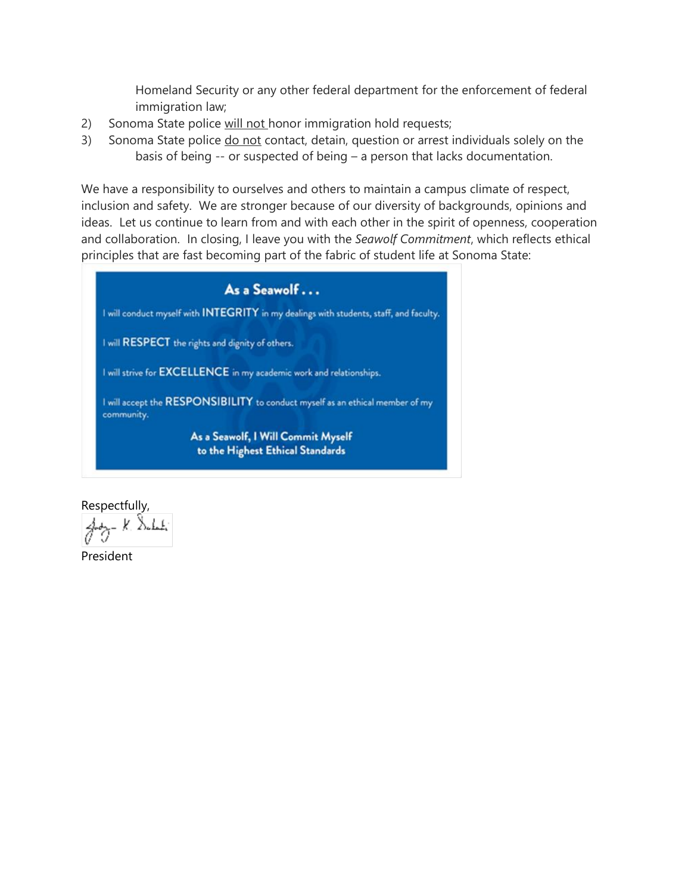Homeland Security or any other federal department for the enforcement of federal immigration law;

2) Sonoma State police <u>will not</u> honor immigration hold requests;
3) Sonoma State police <u>do not</u> contact, detain, question or arrest individuals solely on the basis of being -- or suspected of being – a person that lacks documentation.

We have a responsibility to ourselves and others to maintain a campus climate of respect, inclusion and safety. We are stronger because of our diversity of backgrounds, opinions and ideas. Let us continue to learn from and with each other in the spirit of openness, cooperation and collaboration. In closing, I leave you with the *Seawolf Commitment*, which reflects ethical principles that are fast becoming part of the fabric of student life at Sonoma State:

**As a Seawolf . . .**

I will conduct myself with **INTEGRITY** in my dealings with students, staff, and faculty.

I will **RESPECT** the rights and dignity of others.

I will strive for **EXCELLENCE** in my academic work and relationships.

I will accept the **RESPONSIBILITY** to conduct myself as an ethical member of my community.

**As a Seawolf, I Will Commit Myself to the Highest Ethical Standards**

Respectfully,

President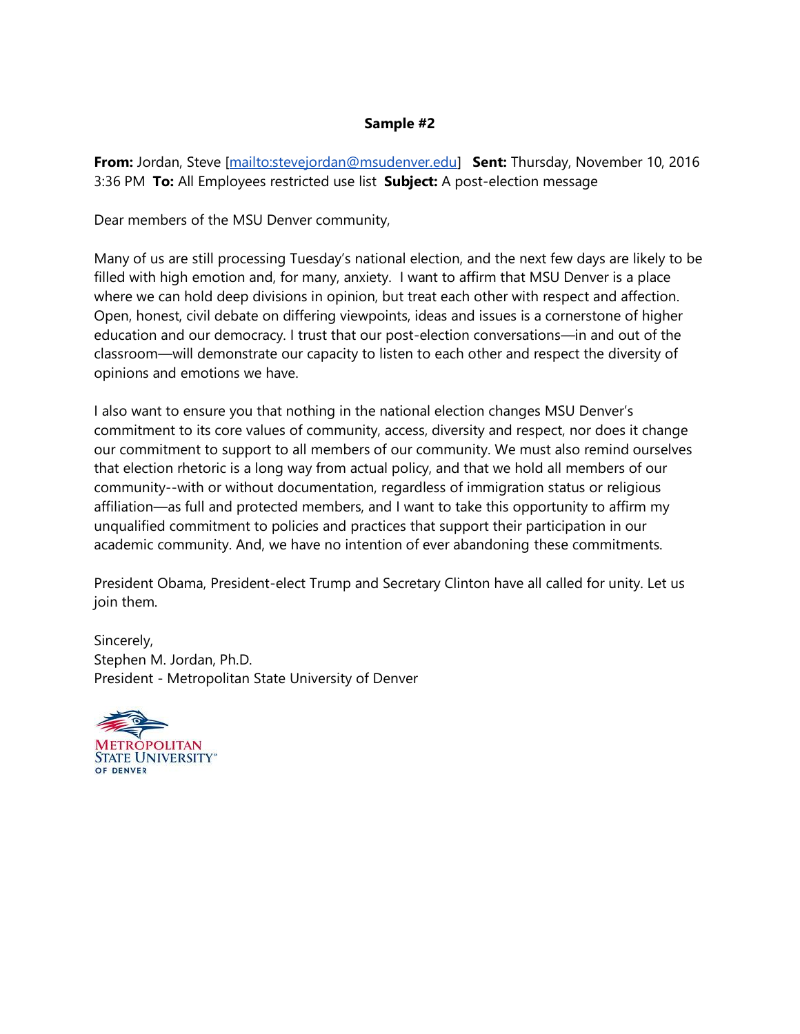**Sample #2**

**From:** Jordan, Steve [mailto:stevejordan@msudenver.edu] **Sent:** Thursday, November 10, 2016 3:36 PM **To:** All Employees restricted use list **Subject:** A post-election message

Dear members of the MSU Denver community,

Many of us are still processing Tuesday's national election, and the next few days are likely to be filled with high emotion and, for many, anxiety. I want to affirm that MSU Denver is a place where we can hold deep divisions in opinion, but treat each other with respect and affection. Open, honest, civil debate on differing viewpoints, ideas and issues is a cornerstone of higher education and our democracy. I trust that our post-election conversations—in and out of the classroom—will demonstrate our capacity to listen to each other and respect the diversity of opinions and emotions we have.

I also want to ensure you that nothing in the national election changes MSU Denver's commitment to its core values of community, access, diversity and respect, nor does it change our commitment to support to all members of our community. We must also remind ourselves that election rhetoric is a long way from actual policy, and that we hold all members of our community--with or without documentation, regardless of immigration status or religious affiliation—as full and protected members, and I want to take this opportunity to affirm my unqualified commitment to policies and practices that support their participation in our academic community. And, we have no intention of ever abandoning these commitments.

President Obama, President-elect Trump and Secretary Clinton have all called for unity. Let us join them.

Sincerely,
Stephen M. Jordan, Ph.D.
President - Metropolitan State University of Denver

Metropolitan State University™ of Denver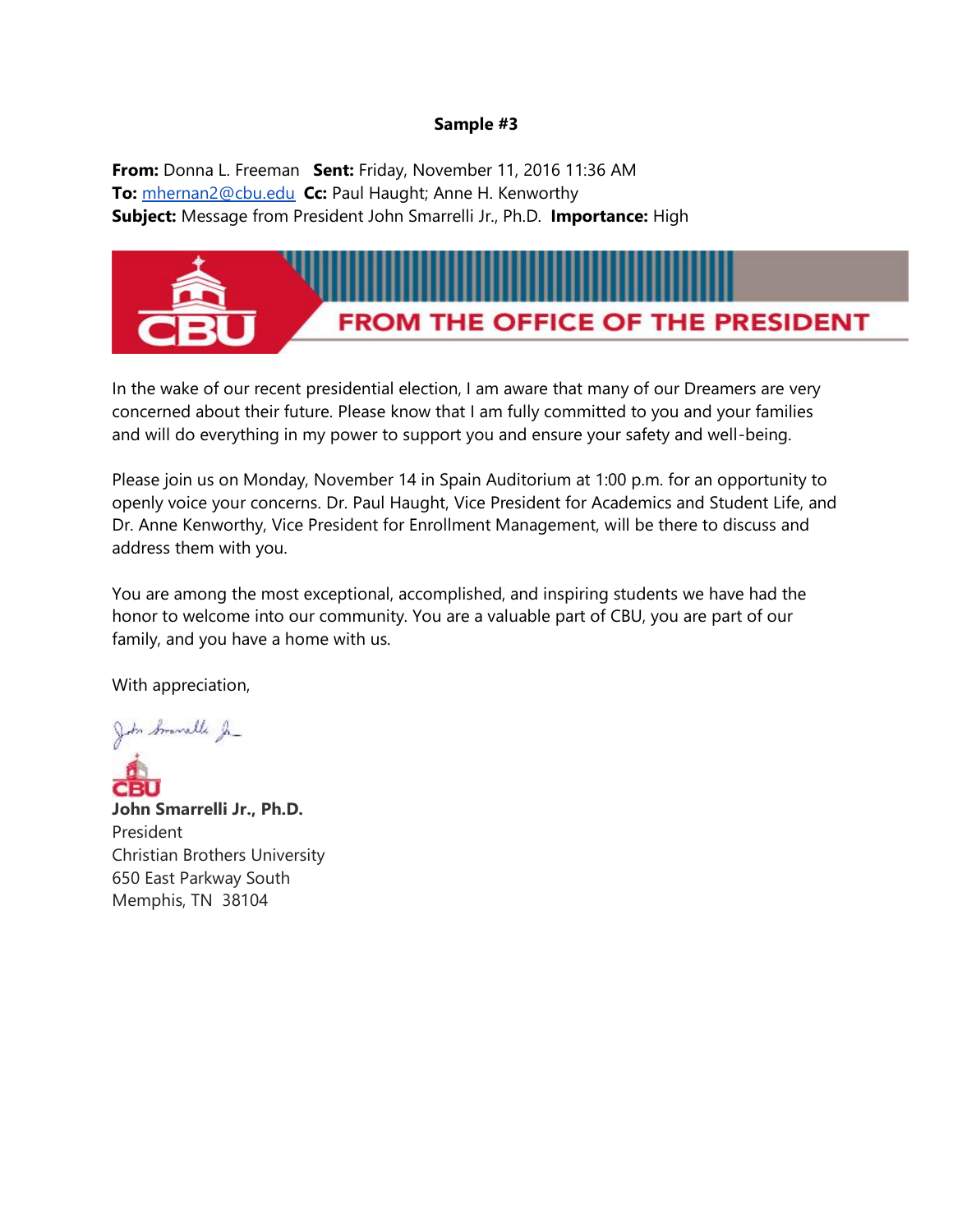**Sample #3**

**From:** Donna L. Freeman **Sent:** Friday, November 11, 2016 11:36 AM
**To:** mhernan2@cbu.edu **Cc:** Paul Haught; Anne H. Kenworthy
**Subject:** Message from President John Smarrelli Jr., Ph.D. **Importance:** High

CBU FROM THE OFFICE OF THE PRESIDENT

In the wake of our recent presidential election, I am aware that many of our Dreamers are very concerned about their future. Please know that I am fully committed to you and your families and will do everything in my power to support you and ensure your safety and well-being.

Please join us on Monday, November 14 in Spain Auditorium at 1:00 p.m. for an opportunity to openly voice your concerns. Dr. Paul Haught, Vice President for Academics and Student Life, and Dr. Anne Kenworthy, Vice President for Enrollment Management, will be there to discuss and address them with you.

You are among the most exceptional, accomplished, and inspiring students we have had the honor to welcome into our community. You are a valuable part of CBU, you are part of our family, and you have a home with us.

With appreciation,

CBU

**John Smarrelli Jr., Ph.D.**
President
Christian Brothers University
650 East Parkway South
Memphis, TN 38104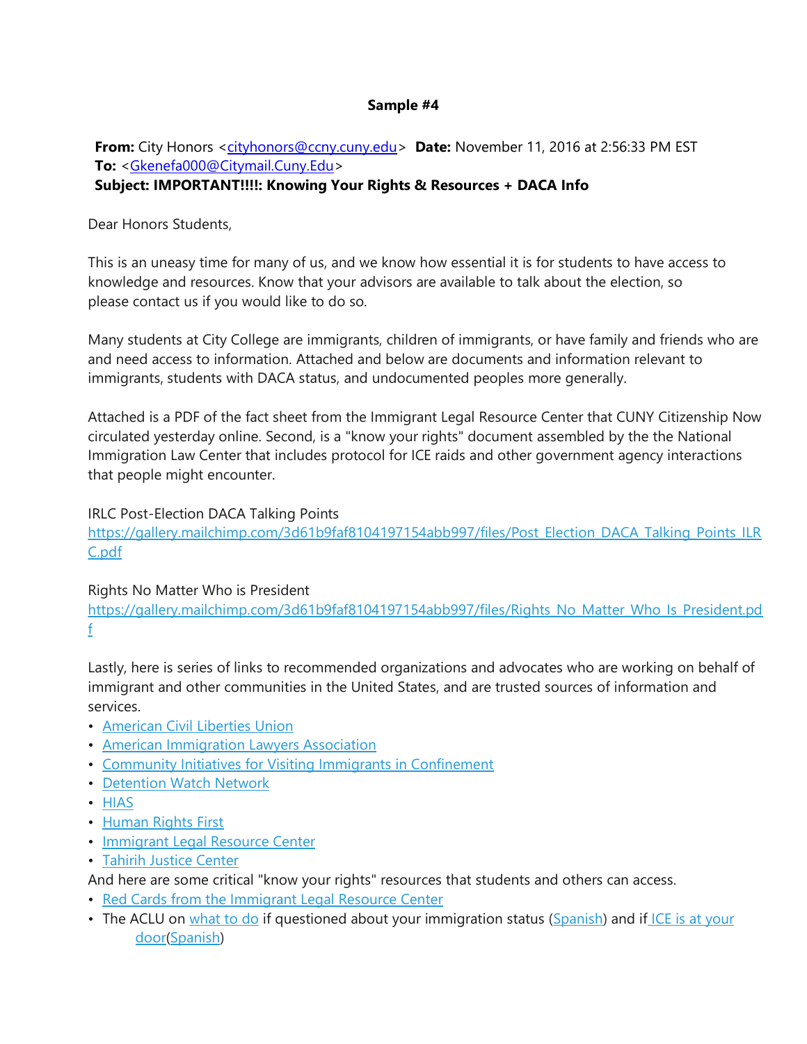**Sample #4**

**From:** City Honors <cityhonors@ccny.cuny.edu> **Date:** November 11, 2016 at 2:56:33 PM EST
**To:** <Gkenefa000@Citymail.Cuny.Edu>
**Subject: IMPORTANT!!!!: Knowing Your Rights & Resources + DACA Info**

Dear Honors Students,

This is an uneasy time for many of us, and we know how essential it is for students to have access to knowledge and resources. Know that your advisors are available to talk about the election, so please contact us if you would like to do so.

Many students at City College are immigrants, children of immigrants, or have family and friends who are and need access to information. Attached and below are documents and information relevant to immigrants, students with DACA status, and undocumented peoples more generally.

Attached is a PDF of the fact sheet from the Immigrant Legal Resource Center that CUNY Citizenship Now circulated yesterday online. Second, is a "know your rights" document assembled by the the National Immigration Law Center that includes protocol for ICE raids and other government agency interactions that people might encounter.

IRLC Post-Election DACA Talking Points
https://gallery.mailchimp.com/3d61b9faf8104197154abb997/files/Post_Election_DACA_Talking_Points_ILRC.pdf

Rights No Matter Who is President
https://gallery.mailchimp.com/3d61b9faf8104197154abb997/files/Rights_No_Matter_Who_Is_President.pdf

Lastly, here is series of links to recommended organizations and advocates who are working on behalf of immigrant and other communities in the United States, and are trusted sources of information and services.

- American Civil Liberties Union
- American Immigration Lawyers Association
- Community Initiatives for Visiting Immigrants in Confinement
- Detention Watch Network
- HIAS
- Human Rights First
- Immigrant Legal Resource Center
- Tahirih Justice Center

And here are some critical "know your rights" resources that students and others can access.

- Red Cards from the Immigrant Legal Resource Center
- The ACLU on what to do if questioned about your immigration status (Spanish) and if ICE is at your door(Spanish)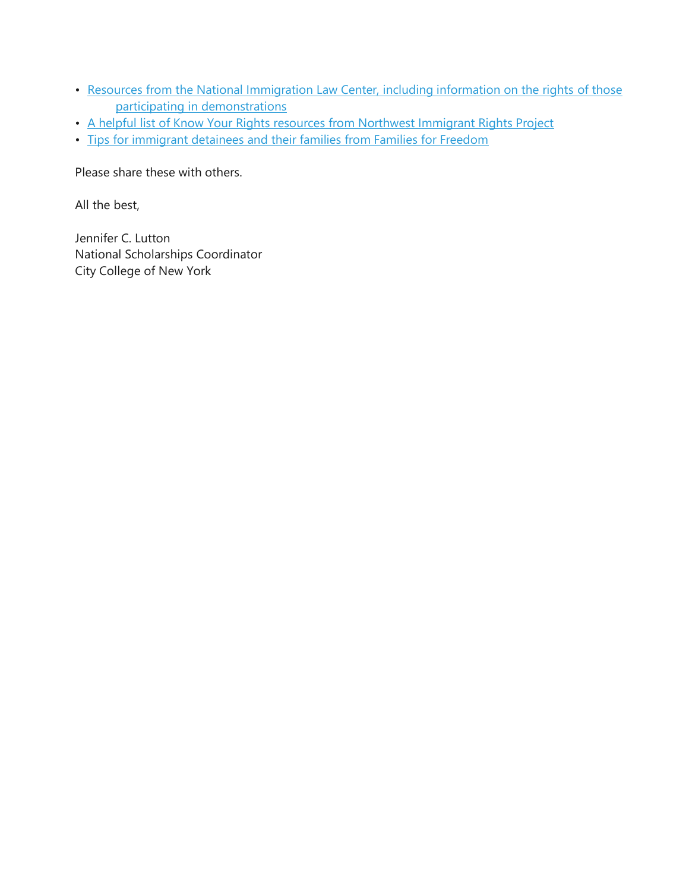- Resources from the National Immigration Law Center, including information on the rights of those participating in demonstrations
- A helpful list of Know Your Rights resources from Northwest Immigrant Rights Project
- Tips for immigrant detainees and their families from Families for Freedom

Please share these with others.

All the best,

Jennifer C. Lutton
National Scholarships Coordinator
City College of New York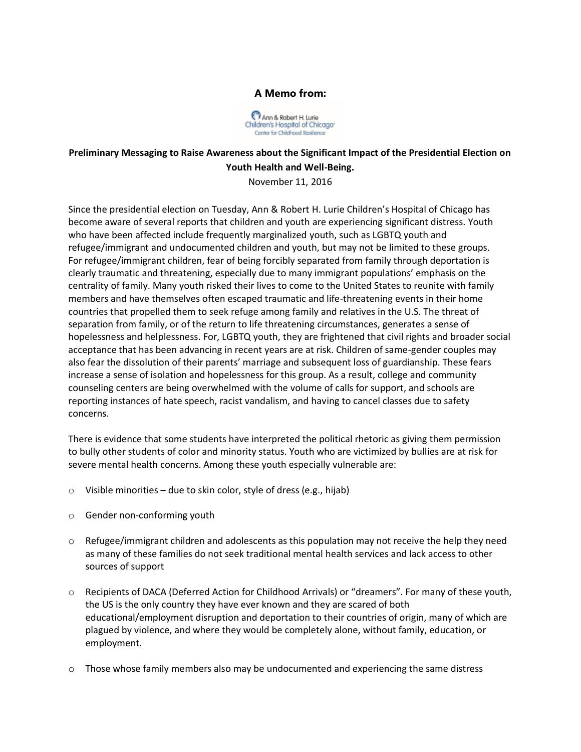**A Memo from:**

Ann & Robert H. Lurie Children's Hospital of Chicago Center for Childhood Resilience

**Preliminary Messaging to Raise Awareness about the Significant Impact of the Presidential Election on Youth Health and Well-Being.**

November 11, 2016

Since the presidential election on Tuesday, Ann & Robert H. Lurie Children's Hospital of Chicago has become aware of several reports that children and youth are experiencing significant distress. Youth who have been affected include frequently marginalized youth, such as LGBTQ youth and refugee/immigrant and undocumented children and youth, but may not be limited to these groups. For refugee/immigrant children, fear of being forcibly separated from family through deportation is clearly traumatic and threatening, especially due to many immigrant populations' emphasis on the centrality of family. Many youth risked their lives to come to the United States to reunite with family members and have themselves often escaped traumatic and life-threatening events in their home countries that propelled them to seek refuge among family and relatives in the U.S. The threat of separation from family, or of the return to life threatening circumstances, generates a sense of hopelessness and helplessness. For, LGBTQ youth, they are frightened that civil rights and broader social acceptance that has been advancing in recent years are at risk. Children of same-gender couples may also fear the dissolution of their parents' marriage and subsequent loss of guardianship. These fears increase a sense of isolation and hopelessness for this group. As a result, college and community counseling centers are being overwhelmed with the volume of calls for support, and schools are reporting instances of hate speech, racist vandalism, and having to cancel classes due to safety concerns.

There is evidence that some students have interpreted the political rhetoric as giving them permission to bully other students of color and minority status. Youth who are victimized by bullies are at risk for severe mental health concerns. Among these youth especially vulnerable are:

- Visible minorities – due to skin color, style of dress (e.g., hijab)
- Gender non-conforming youth
- Refugee/immigrant children and adolescents as this population may not receive the help they need as many of these families do not seek traditional mental health services and lack access to other sources of support
- Recipients of DACA (Deferred Action for Childhood Arrivals) or "dreamers". For many of these youth, the US is the only country they have ever known and they are scared of both educational/employment disruption and deportation to their countries of origin, many of which are plagued by violence, and where they would be completely alone, without family, education, or employment.
- Those whose family members also may be undocumented and experiencing the same distress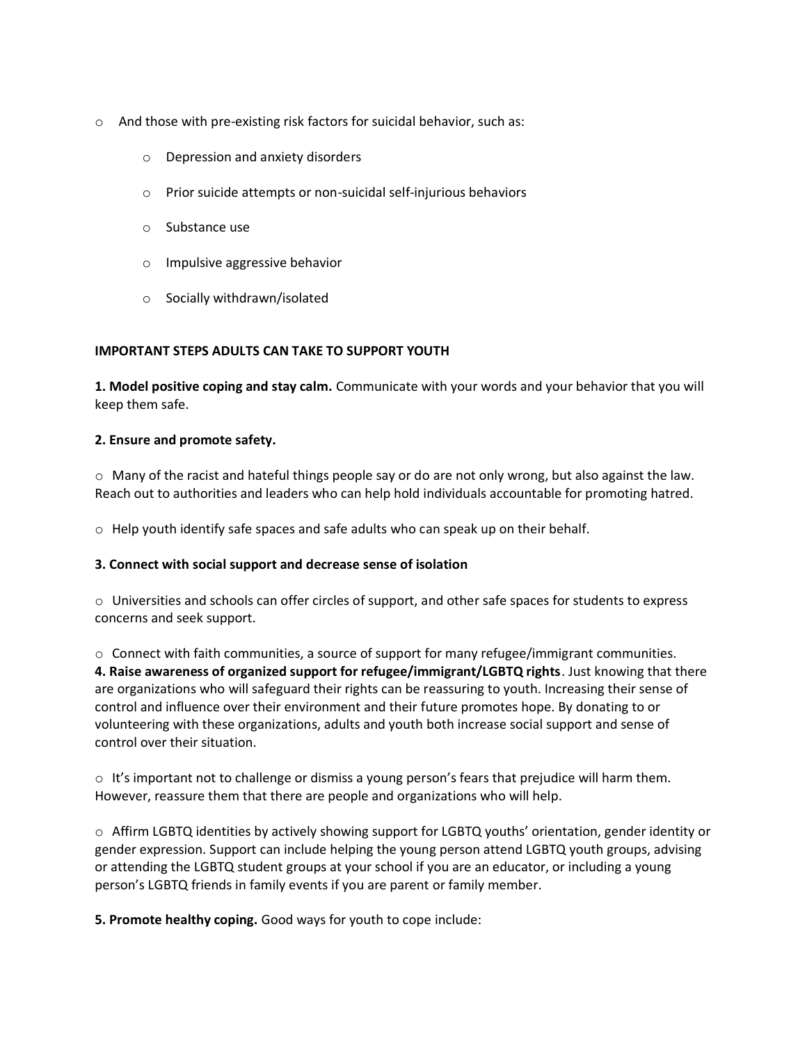- And those with pre-existing risk factors for suicidal behavior, such as:
  - Depression and anxiety disorders
  - Prior suicide attempts or non-suicidal self-injurious behaviors
  - Substance use
  - Impulsive aggressive behavior
  - Socially withdrawn/isolated

**IMPORTANT STEPS ADULTS CAN TAKE TO SUPPORT YOUTH**

**1. Model positive coping and stay calm.** Communicate with your words and your behavior that you will keep them safe.

**2. Ensure and promote safety.**

- Many of the racist and hateful things people say or do are not only wrong, but also against the law. Reach out to authorities and leaders who can help hold individuals accountable for promoting hatred.

- Help youth identify safe spaces and safe adults who can speak up on their behalf.

**3. Connect with social support and decrease sense of isolation**

- Universities and schools can offer circles of support, and other safe spaces for students to express concerns and seek support.

- Connect with faith communities, a source of support for many refugee/immigrant communities.

**4. Raise awareness of organized support for refugee/immigrant/LGBTQ rights**. Just knowing that there are organizations who will safeguard their rights can be reassuring to youth. Increasing their sense of control and influence over their environment and their future promotes hope. By donating to or volunteering with these organizations, adults and youth both increase social support and sense of control over their situation.

- It's important not to challenge or dismiss a young person's fears that prejudice will harm them. However, reassure them that there are people and organizations who will help.

- Affirm LGBTQ identities by actively showing support for LGBTQ youths' orientation, gender identity or gender expression. Support can include helping the young person attend LGBTQ youth groups, advising or attending the LGBTQ student groups at your school if you are an educator, or including a young person's LGBTQ friends in family events if you are parent or family member.

**5. Promote healthy coping.** Good ways for youth to cope include: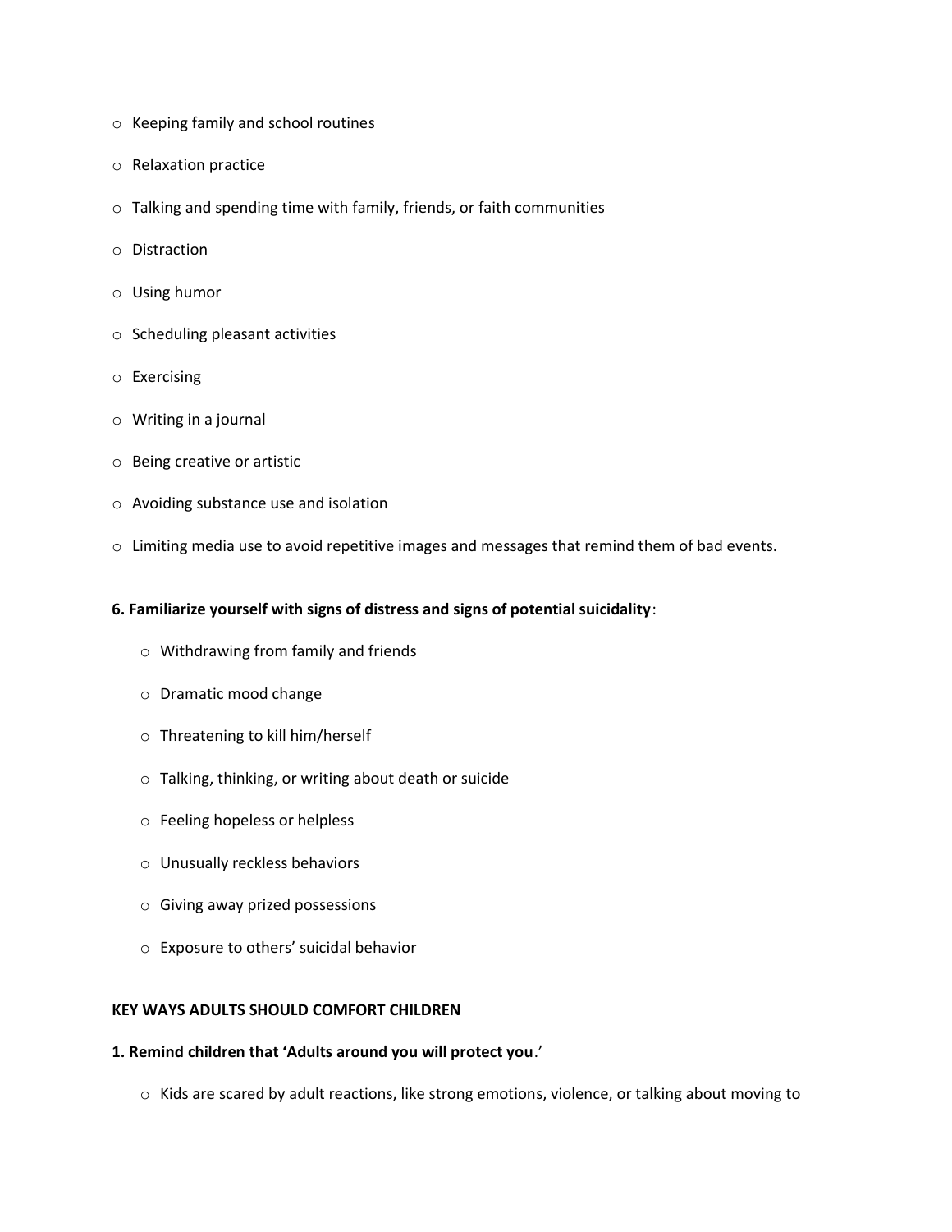- Keeping family and school routines
- Relaxation practice
- Talking and spending time with family, friends, or faith communities
- Distraction
- Using humor
- Scheduling pleasant activities
- Exercising
- Writing in a journal
- Being creative or artistic
- Avoiding substance use and isolation
- Limiting media use to avoid repetitive images and messages that remind them of bad events.

**6. Familiarize yourself with signs of distress and signs of potential suicidality**:

- Withdrawing from family and friends
- Dramatic mood change
- Threatening to kill him/herself
- Talking, thinking, or writing about death or suicide
- Feeling hopeless or helpless
- Unusually reckless behaviors
- Giving away prized possessions
- Exposure to others' suicidal behavior

**KEY WAYS ADULTS SHOULD COMFORT CHILDREN**

**1. Remind children that 'Adults around you will protect you**.'

- Kids are scared by adult reactions, like strong emotions, violence, or talking about moving to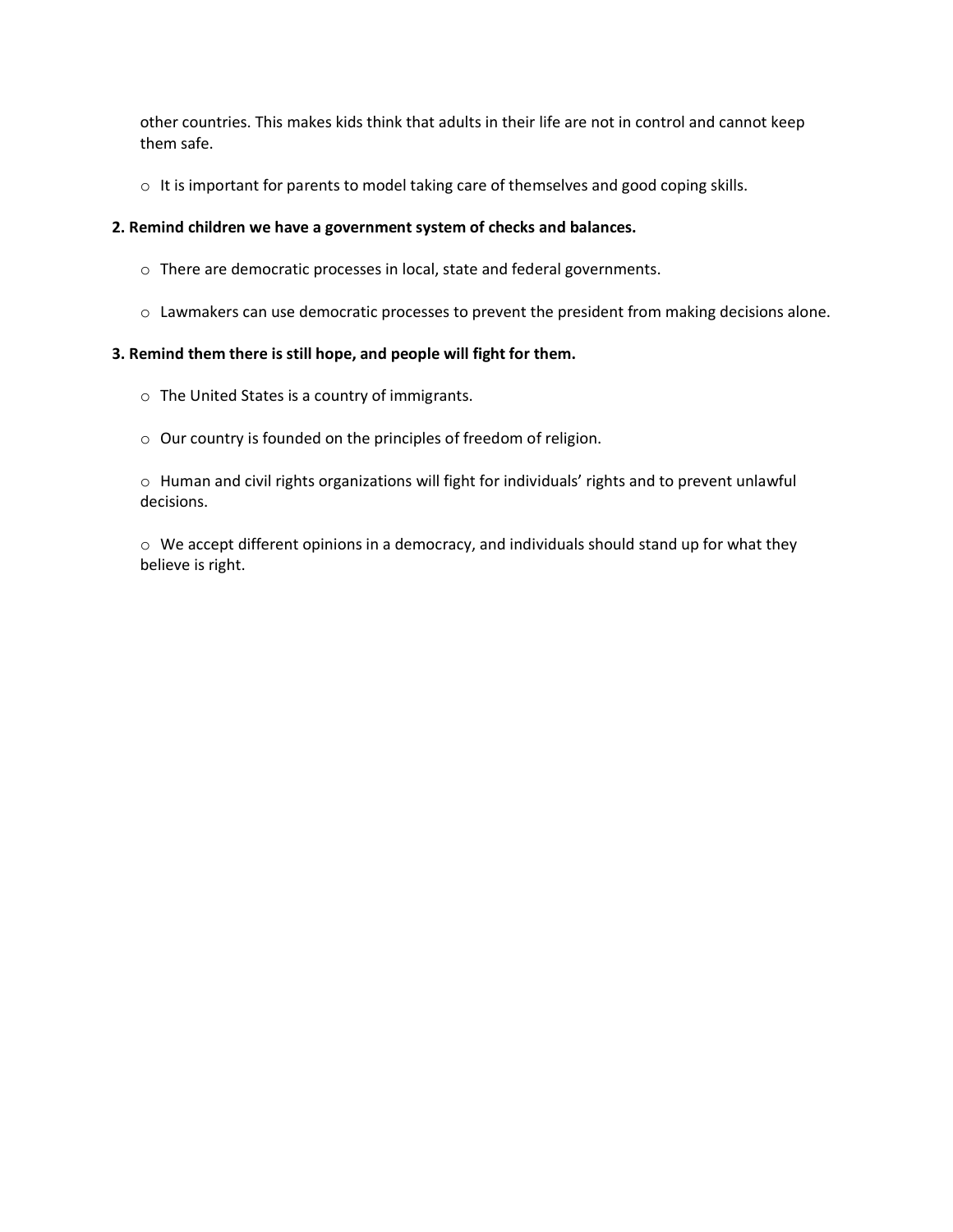other countries. This makes kids think that adults in their life are not in control and cannot keep them safe.

- It is important for parents to model taking care of themselves and good coping skills.

**2. Remind children we have a government system of checks and balances.**

- There are democratic processes in local, state and federal governments.
- Lawmakers can use democratic processes to prevent the president from making decisions alone.

**3. Remind them there is still hope, and people will fight for them.**

- The United States is a country of immigrants.
- Our country is founded on the principles of freedom of religion.
- Human and civil rights organizations will fight for individuals' rights and to prevent unlawful decisions.
- We accept different opinions in a democracy, and individuals should stand up for what they believe is right.